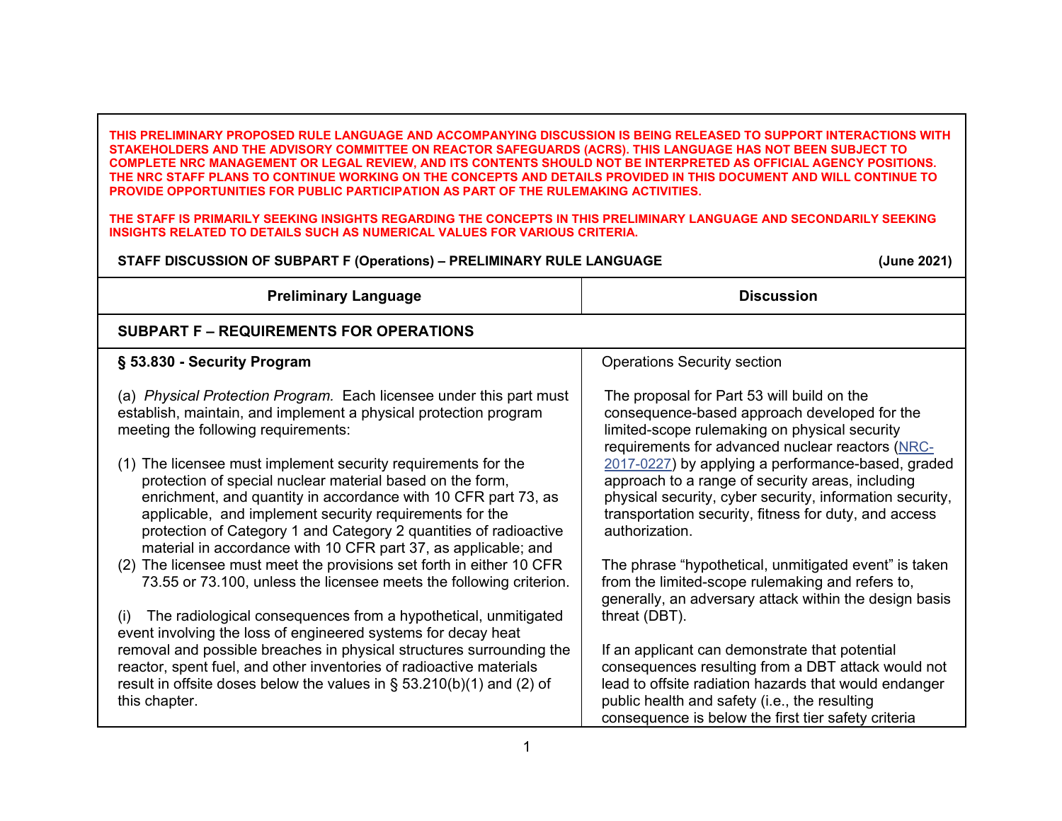**THIS PRELIMINARY PROPOSED RULE LANGUAGE AND ACCOMPANYING DISCUSSION IS BEING RELEASED TO SUPPORT INTERACTIONS WITH STAKEHOLDERS AND THE ADVISORY COMMITTEE ON REACTOR SAFEGUARDS (ACRS). THIS LANGUAGE HAS NOT BEEN SUBJECT TO COMPLETE NRC MANAGEMENT OR LEGAL REVIEW, AND ITS CONTENTS SHOULD NOT BE INTERPRETED AS OFFICIAL AGENCY POSITIONS. THE NRC STAFF PLANS TO CONTINUE WORKING ON THE CONCEPTS AND DETAILS PROVIDED IN THIS DOCUMENT AND WILL CONTINUE TO PROVIDE OPPORTUNITIES FOR PUBLIC PARTICIPATION AS PART OF THE RULEMAKING ACTIVITIES.**

**THE STAFF IS PRIMARILY SEEKING INSIGHTS REGARDING THE CONCEPTS IN THIS PRELIMINARY LANGUAGE AND SECONDARILY SEEKING INSIGHTS RELATED TO DETAILS SUCH AS NUMERICAL VALUES FOR VARIOUS CRITERIA.**

**STAFF DISCUSSION OF SUBPART F (Operations) – PRELIMINARY RULE LANGUAGE** **(June 2021)**

| Preliminary Language | Discussion |
|---|---|
| **SUBPART F – REQUIREMENTS FOR OPERATIONS** | |
| **§ 53.830 - Security Program**<br><br>(a) *Physical Protection Program.* Each licensee under this part must establish, maintain, and implement a physical protection program meeting the following requirements:<br><br>(1) The licensee must implement security requirements for the protection of special nuclear material based on the form, enrichment, and quantity in accordance with 10 CFR part 73, as applicable, and implement security requirements for the protection of Category 1 and Category 2 quantities of radioactive material in accordance with 10 CFR part 37, as applicable; and<br>(2) The licensee must meet the provisions set forth in either 10 CFR 73.55 or 73.100, unless the licensee meets the following criterion.<br><br>(i) The radiological consequences from a hypothetical, unmitigated event involving the loss of engineered systems for decay heat removal and possible breaches in physical structures surrounding the reactor, spent fuel, and other inventories of radioactive materials result in offsite doses below the values in § 53.210(b)(1) and (2) of this chapter. | Operations Security section<br><br>The proposal for Part 53 will build on the consequence-based approach developed for the limited-scope rulemaking on physical security requirements for advanced nuclear reactors (NRC-2017-0227) by applying a performance-based, graded approach to a range of security areas, including physical security, cyber security, information security, transportation security, fitness for duty, and access authorization.<br><br>The phrase "hypothetical, unmitigated event" is taken from the limited-scope rulemaking and refers to, generally, an adversary attack within the design basis threat (DBT).<br><br>If an applicant can demonstrate that potential consequences resulting from a DBT attack would not lead to offsite radiation hazards that would endanger public health and safety (i.e., the resulting consequence is below the first tier safety criteria |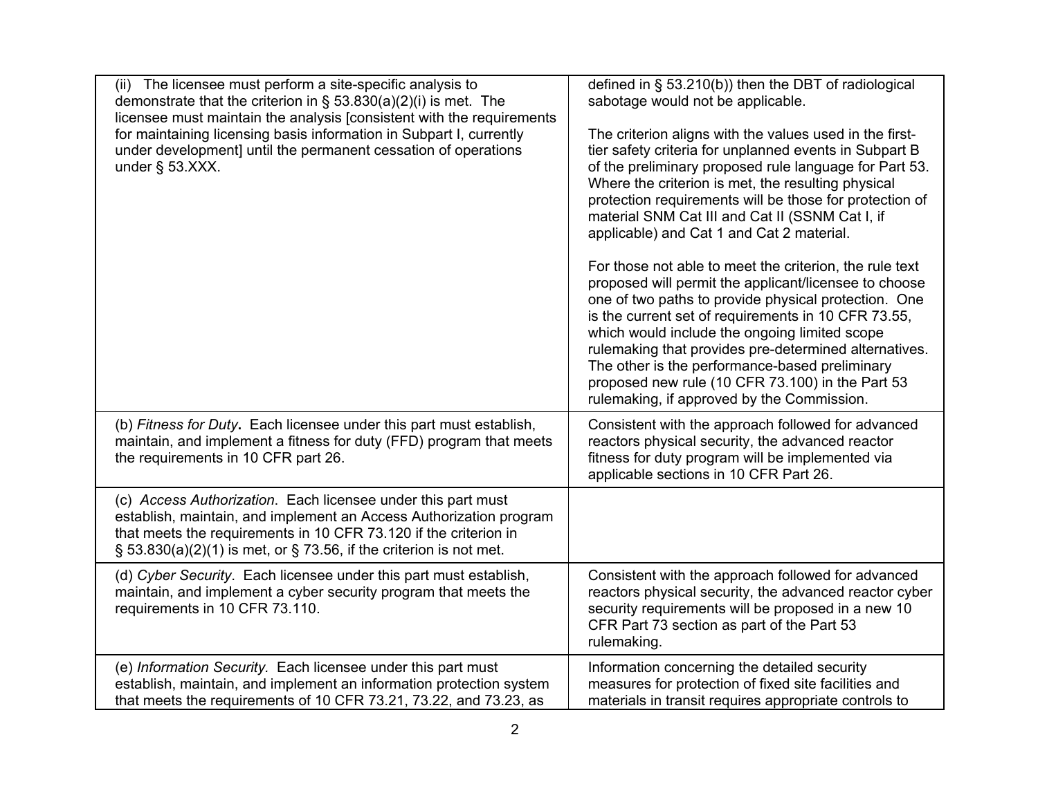| | |
|---|---|
| (ii) The licensee must perform a site-specific analysis to demonstrate that the criterion in § 53.830(a)(2)(i) is met. The licensee must maintain the analysis [consistent with the requirements for maintaining licensing basis information in Subpart I, currently under development] until the permanent cessation of operations under § 53.XXX. | defined in § 53.210(b)) then the DBT of radiological sabotage would not be applicable.<br><br>The criterion aligns with the values used in the first-tier safety criteria for unplanned events in Subpart B of the preliminary proposed rule language for Part 53. Where the criterion is met, the resulting physical protection requirements will be those for protection of material SNM Cat III and Cat II (SSNM Cat I, if applicable) and Cat 1 and Cat 2 material.<br><br>For those not able to meet the criterion, the rule text proposed will permit the applicant/licensee to choose one of two paths to provide physical protection. One is the current set of requirements in 10 CFR 73.55, which would include the ongoing limited scope rulemaking that provides pre-determined alternatives. The other is the performance-based preliminary proposed new rule (10 CFR 73.100) in the Part 53 rulemaking, if approved by the Commission. |
| (b) *Fitness for Duty***.** Each licensee under this part must establish, maintain, and implement a fitness for duty (FFD) program that meets the requirements in 10 CFR part 26. | Consistent with the approach followed for advanced reactors physical security, the advanced reactor fitness for duty program will be implemented via applicable sections in 10 CFR Part 26. |
| (c) *Access Authorization*. Each licensee under this part must establish, maintain, and implement an Access Authorization program that meets the requirements in 10 CFR 73.120 if the criterion in § 53.830(a)(2)(1) is met, or § 73.56, if the criterion is not met. | |
| (d) *Cyber Security*. Each licensee under this part must establish, maintain, and implement a cyber security program that meets the requirements in 10 CFR 73.110. | Consistent with the approach followed for advanced reactors physical security, the advanced reactor cyber security requirements will be proposed in a new 10 CFR Part 73 section as part of the Part 53 rulemaking. |
| (e) *Information Security.* Each licensee under this part must establish, maintain, and implement an information protection system that meets the requirements of 10 CFR 73.21, 73.22, and 73.23, as | Information concerning the detailed security measures for protection of fixed site facilities and materials in transit requires appropriate controls to |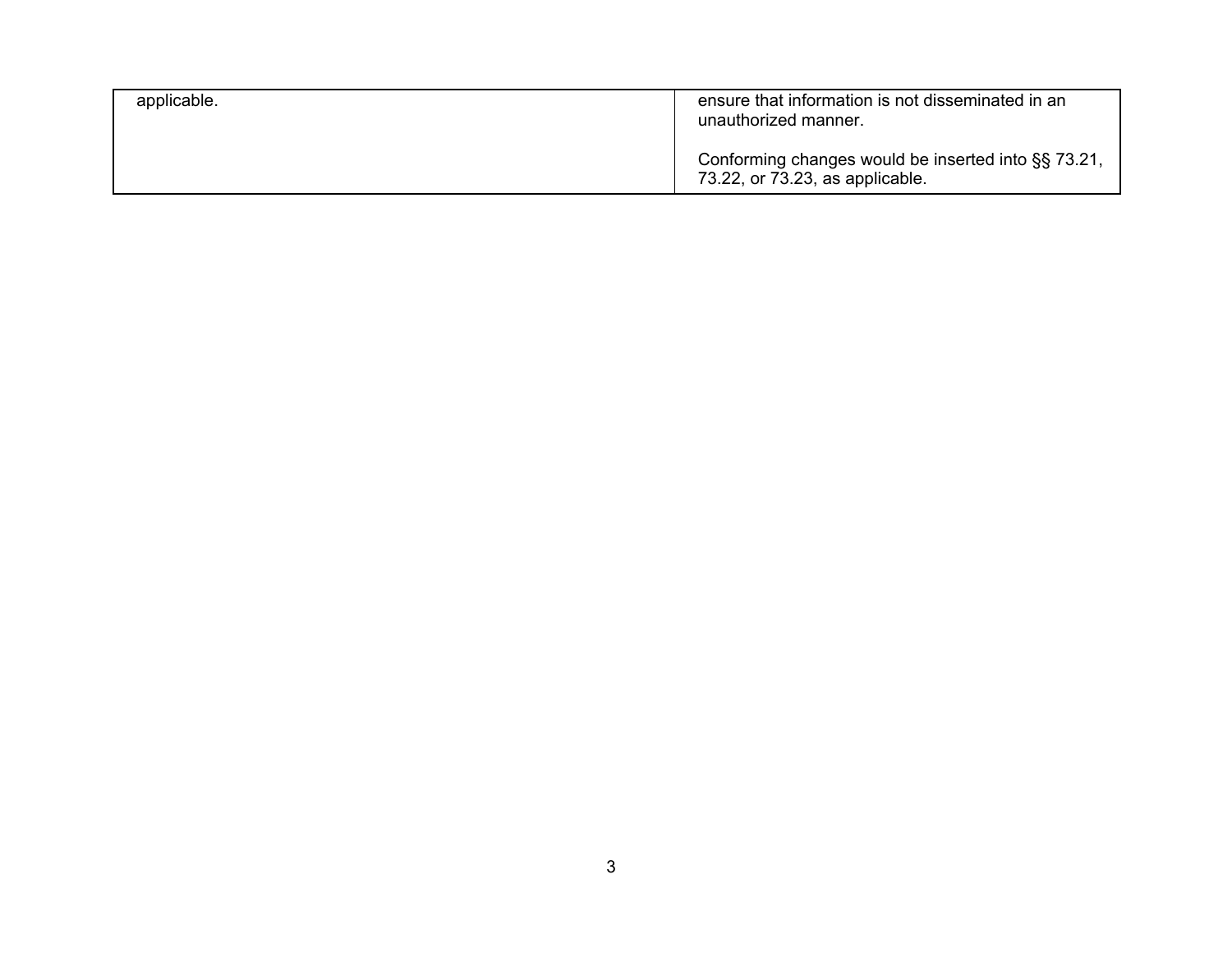| | |
|---|---|
| applicable. | ensure that information is not disseminated in an unauthorized manner.<br><br>Conforming changes would be inserted into §§ 73.21, 73.22, or 73.23, as applicable. |